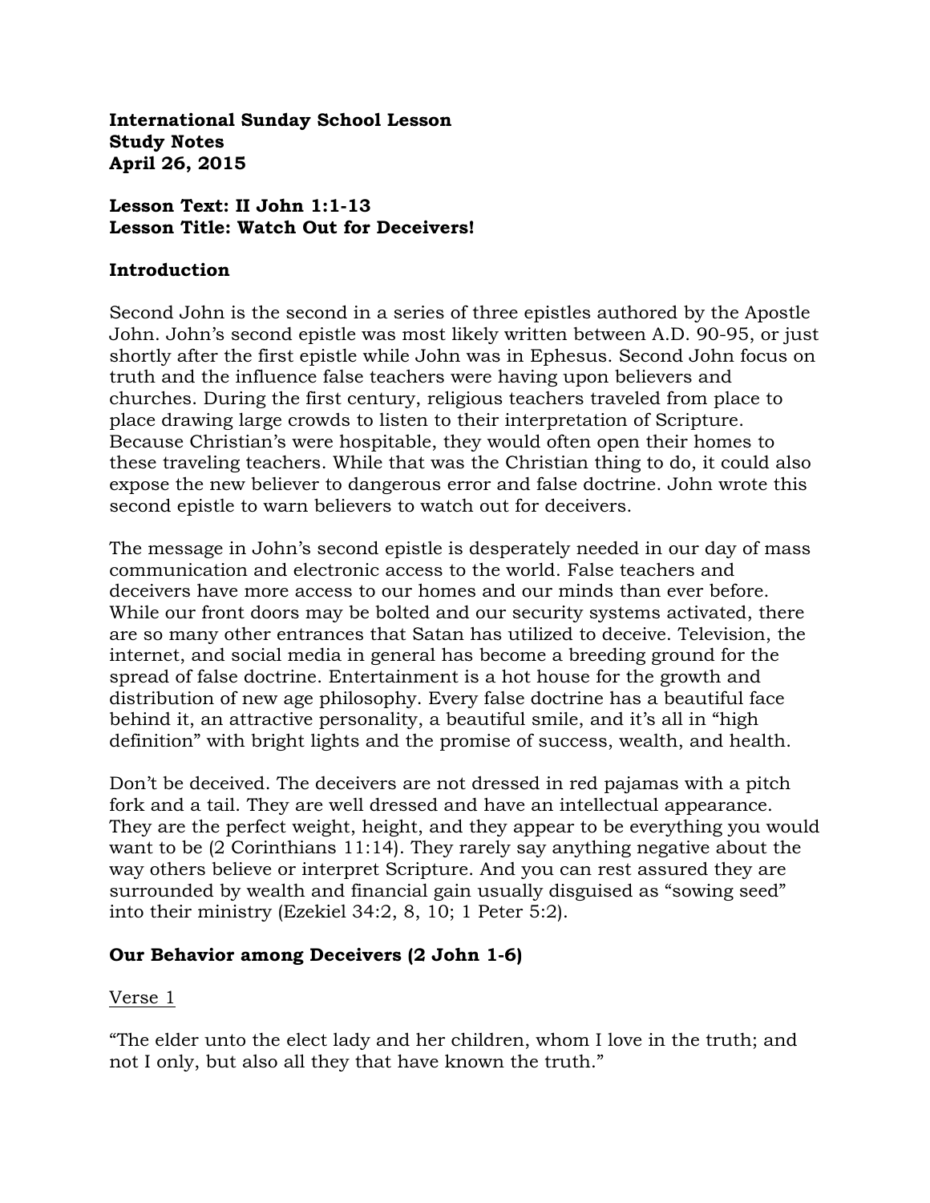**International Sunday School Lesson**
**Study Notes**
**April 26, 2015**

**Lesson Text: II John 1:1-13**
**Lesson Title: Watch Out for Deceivers!**

## Introduction

Second John is the second in a series of three epistles authored by the Apostle John. John's second epistle was most likely written between A.D. 90-95, or just shortly after the first epistle while John was in Ephesus. Second John focus on truth and the influence false teachers were having upon believers and churches. During the first century, religious teachers traveled from place to place drawing large crowds to listen to their interpretation of Scripture. Because Christian's were hospitable, they would often open their homes to these traveling teachers. While that was the Christian thing to do, it could also expose the new believer to dangerous error and false doctrine. John wrote this second epistle to warn believers to watch out for deceivers.

The message in John's second epistle is desperately needed in our day of mass communication and electronic access to the world. False teachers and deceivers have more access to our homes and our minds than ever before. While our front doors may be bolted and our security systems activated, there are so many other entrances that Satan has utilized to deceive. Television, the internet, and social media in general has become a breeding ground for the spread of false doctrine. Entertainment is a hot house for the growth and distribution of new age philosophy. Every false doctrine has a beautiful face behind it, an attractive personality, a beautiful smile, and it's all in "high definition" with bright lights and the promise of success, wealth, and health.

Don't be deceived. The deceivers are not dressed in red pajamas with a pitch fork and a tail. They are well dressed and have an intellectual appearance. They are the perfect weight, height, and they appear to be everything you would want to be (2 Corinthians 11:14). They rarely say anything negative about the way others believe or interpret Scripture. And you can rest assured they are surrounded by wealth and financial gain usually disguised as "sowing seed" into their ministry (Ezekiel 34:2, 8, 10; 1 Peter 5:2).

## Our Behavior among Deceivers (2 John 1-6)

Verse 1

"The elder unto the elect lady and her children, whom I love in the truth; and not I only, but also all they that have known the truth."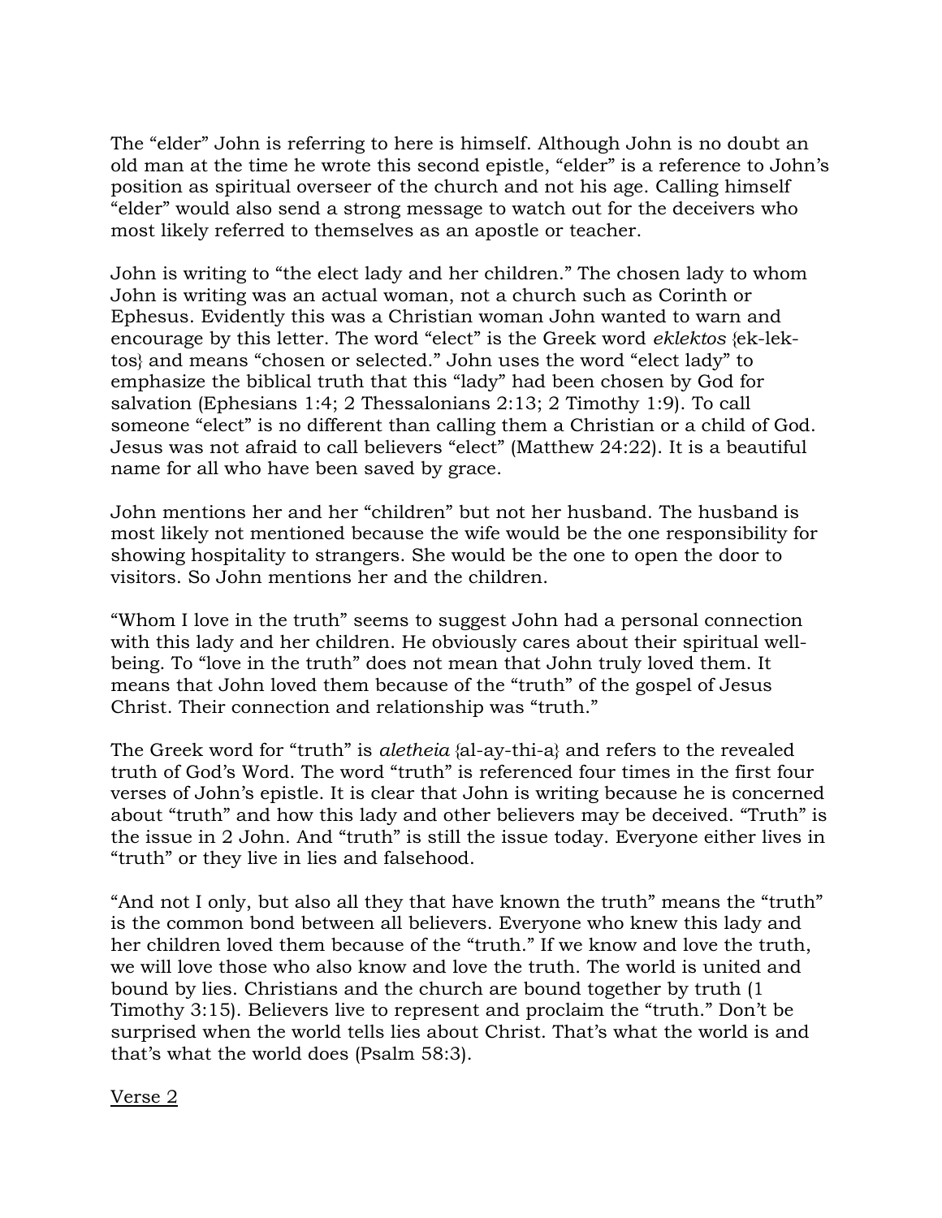The “elder” John is referring to here is himself. Although John is no doubt an old man at the time he wrote this second epistle, “elder” is a reference to John’s position as spiritual overseer of the church and not his age. Calling himself “elder” would also send a strong message to watch out for the deceivers who most likely referred to themselves as an apostle or teacher.

John is writing to “the elect lady and her children.” The chosen lady to whom John is writing was an actual woman, not a church such as Corinth or Ephesus. Evidently this was a Christian woman John wanted to warn and encourage by this letter. The word “elect” is the Greek word *eklektos* {ek-lek-tos} and means “chosen or selected.” John uses the word “elect lady” to emphasize the biblical truth that this “lady” had been chosen by God for salvation (Ephesians 1:4; 2 Thessalonians 2:13; 2 Timothy 1:9). To call someone “elect” is no different than calling them a Christian or a child of God. Jesus was not afraid to call believers “elect” (Matthew 24:22). It is a beautiful name for all who have been saved by grace.

John mentions her and her “children” but not her husband. The husband is most likely not mentioned because the wife would be the one responsibility for showing hospitality to strangers. She would be the one to open the door to visitors. So John mentions her and the children.

“Whom I love in the truth” seems to suggest John had a personal connection with this lady and her children. He obviously cares about their spiritual well-being. To “love in the truth” does not mean that John truly loved them. It means that John loved them because of the “truth” of the gospel of Jesus Christ. Their connection and relationship was “truth.”

The Greek word for “truth” is *aletheia* {al-ay-thi-a} and refers to the revealed truth of God’s Word. The word “truth” is referenced four times in the first four verses of John’s epistle. It is clear that John is writing because he is concerned about “truth” and how this lady and other believers may be deceived. “Truth” is the issue in 2 John. And “truth” is still the issue today. Everyone either lives in “truth” or they live in lies and falsehood.

“And not I only, but also all they that have known the truth” means the “truth” is the common bond between all believers. Everyone who knew this lady and her children loved them because of the “truth.” If we know and love the truth, we will love those who also know and love the truth. The world is united and bound by lies. Christians and the church are bound together by truth (1 Timothy 3:15). Believers live to represent and proclaim the “truth.” Don’t be surprised when the world tells lies about Christ. That’s what the world is and that’s what the world does (Psalm 58:3).

<u>Verse 2</u>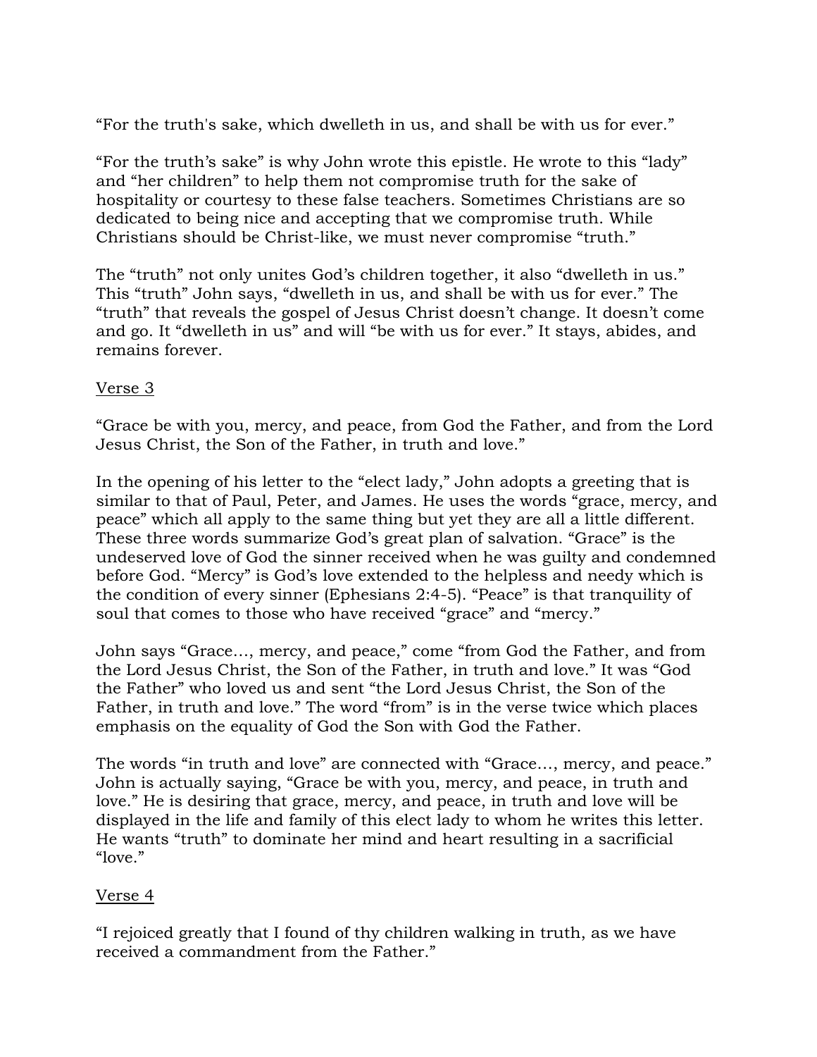"For the truth's sake, which dwelleth in us, and shall be with us for ever."

"For the truth's sake" is why John wrote this epistle. He wrote to this "lady" and "her children" to help them not compromise truth for the sake of hospitality or courtesy to these false teachers. Sometimes Christians are so dedicated to being nice and accepting that we compromise truth. While Christians should be Christ-like, we must never compromise "truth."

The "truth" not only unites God's children together, it also "dwelleth in us." This "truth" John says, "dwelleth in us, and shall be with us for ever." The "truth" that reveals the gospel of Jesus Christ doesn't change. It doesn't come and go. It "dwelleth in us" and will "be with us for ever." It stays, abides, and remains forever.

<u>Verse 3</u>

"Grace be with you, mercy, and peace, from God the Father, and from the Lord Jesus Christ, the Son of the Father, in truth and love."

In the opening of his letter to the "elect lady," John adopts a greeting that is similar to that of Paul, Peter, and James. He uses the words "grace, mercy, and peace" which all apply to the same thing but yet they are all a little different. These three words summarize God's great plan of salvation. "Grace" is the undeserved love of God the sinner received when he was guilty and condemned before God. "Mercy" is God's love extended to the helpless and needy which is the condition of every sinner (Ephesians 2:4-5). "Peace" is that tranquility of soul that comes to those who have received "grace" and "mercy."

John says "Grace…, mercy, and peace," come "from God the Father, and from the Lord Jesus Christ, the Son of the Father, in truth and love." It was "God the Father" who loved us and sent "the Lord Jesus Christ, the Son of the Father, in truth and love." The word "from" is in the verse twice which places emphasis on the equality of God the Son with God the Father.

The words "in truth and love" are connected with "Grace…, mercy, and peace." John is actually saying, "Grace be with you, mercy, and peace, in truth and love." He is desiring that grace, mercy, and peace, in truth and love will be displayed in the life and family of this elect lady to whom he writes this letter. He wants "truth" to dominate her mind and heart resulting in a sacrificial "love."

<u>Verse 4</u>

"I rejoiced greatly that I found of thy children walking in truth, as we have received a commandment from the Father."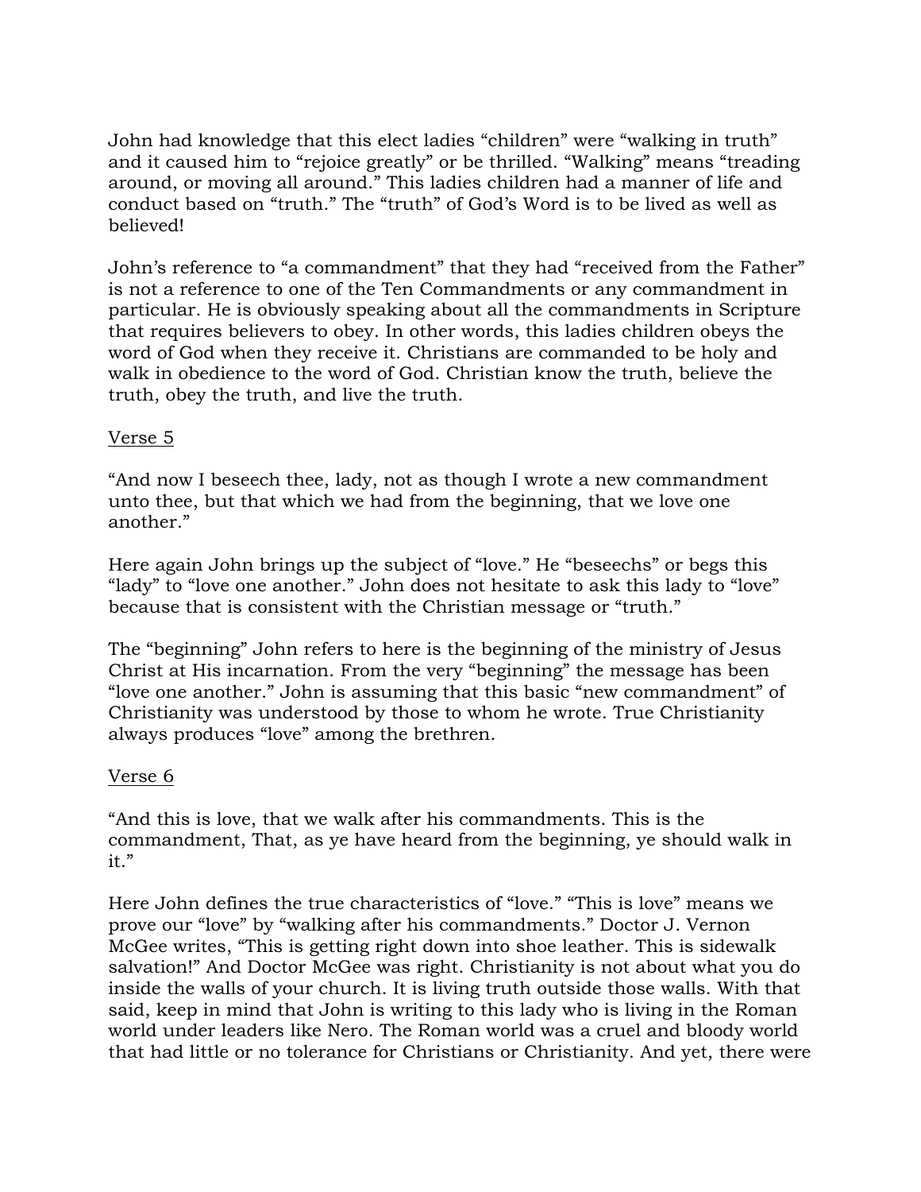John had knowledge that this elect ladies "children" were "walking in truth" and it caused him to "rejoice greatly" or be thrilled. "Walking" means "treading around, or moving all around." This ladies children had a manner of life and conduct based on "truth." The "truth" of God's Word is to be lived as well as believed!

John's reference to "a commandment" that they had "received from the Father" is not a reference to one of the Ten Commandments or any commandment in particular. He is obviously speaking about all the commandments in Scripture that requires believers to obey. In other words, this ladies children obeys the word of God when they receive it. Christians are commanded to be holy and walk in obedience to the word of God. Christian know the truth, believe the truth, obey the truth, and live the truth.

<u>Verse 5</u>

"And now I beseech thee, lady, not as though I wrote a new commandment unto thee, but that which we had from the beginning, that we love one another."

Here again John brings up the subject of "love." He "beseechs" or begs this "lady" to "love one another." John does not hesitate to ask this lady to "love" because that is consistent with the Christian message or "truth."

The "beginning" John refers to here is the beginning of the ministry of Jesus Christ at His incarnation. From the very "beginning" the message has been "love one another." John is assuming that this basic "new commandment" of Christianity was understood by those to whom he wrote. True Christianity always produces "love" among the brethren.

<u>Verse 6</u>

"And this is love, that we walk after his commandments. This is the commandment, That, as ye have heard from the beginning, ye should walk in it."

Here John defines the true characteristics of "love." "This is love" means we prove our "love" by "walking after his commandments." Doctor J. Vernon McGee writes, "This is getting right down into shoe leather. This is sidewalk salvation!" And Doctor McGee was right. Christianity is not about what you do inside the walls of your church. It is living truth outside those walls. With that said, keep in mind that John is writing to this lady who is living in the Roman world under leaders like Nero. The Roman world was a cruel and bloody world that had little or no tolerance for Christians or Christianity. And yet, there were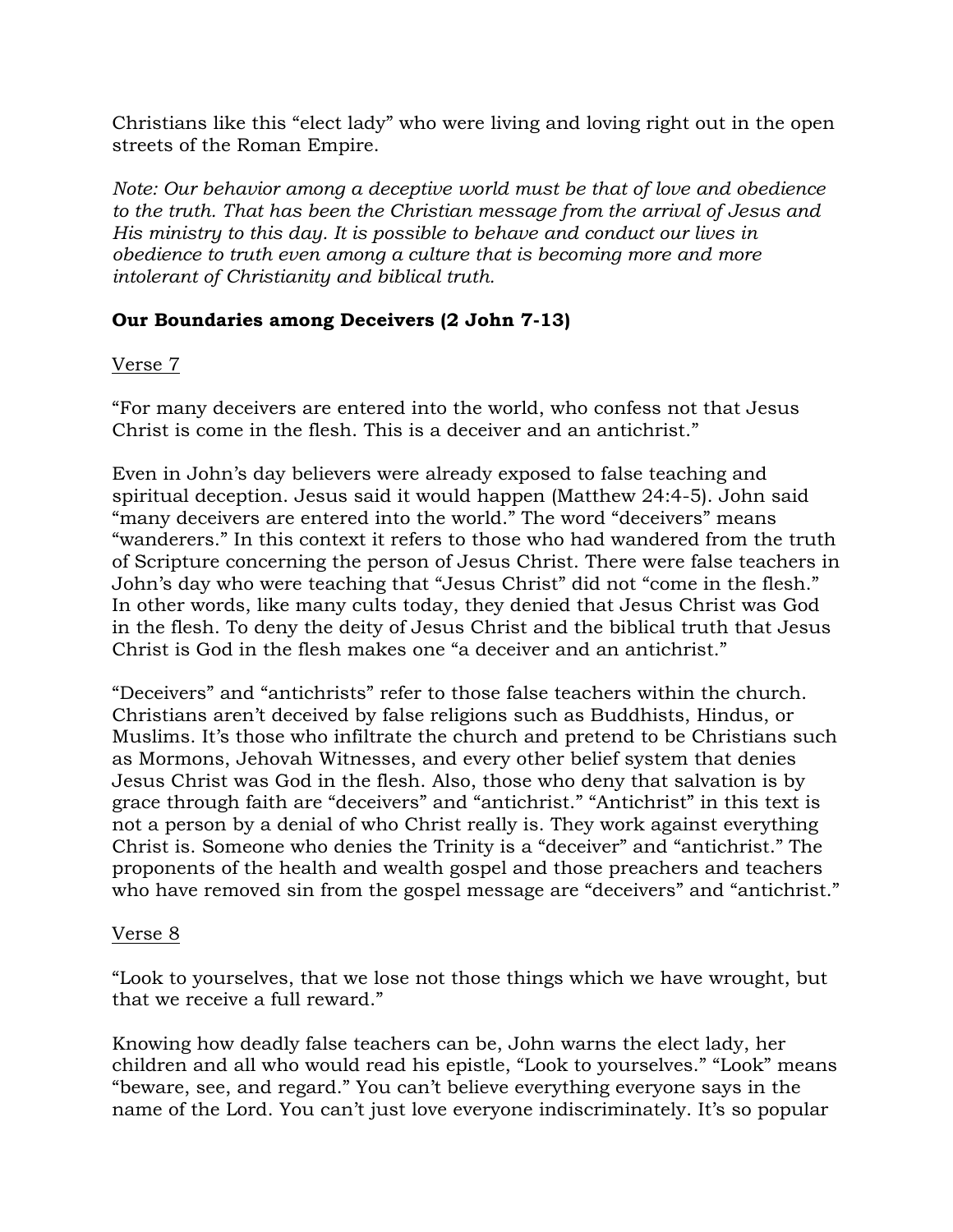Christians like this "elect lady" who were living and loving right out in the open streets of the Roman Empire.

*Note: Our behavior among a deceptive world must be that of love and obedience to the truth. That has been the Christian message from the arrival of Jesus and His ministry to this day. It is possible to behave and conduct our lives in obedience to truth even among a culture that is becoming more and more intolerant of Christianity and biblical truth.*

**Our Boundaries among Deceivers (2 John 7-13)**

<u>Verse 7</u>

"For many deceivers are entered into the world, who confess not that Jesus Christ is come in the flesh. This is a deceiver and an antichrist."

Even in John's day believers were already exposed to false teaching and spiritual deception. Jesus said it would happen (Matthew 24:4-5). John said "many deceivers are entered into the world." The word "deceivers" means "wanderers." In this context it refers to those who had wandered from the truth of Scripture concerning the person of Jesus Christ. There were false teachers in John's day who were teaching that "Jesus Christ" did not "come in the flesh." In other words, like many cults today, they denied that Jesus Christ was God in the flesh. To deny the deity of Jesus Christ and the biblical truth that Jesus Christ is God in the flesh makes one "a deceiver and an antichrist."

"Deceivers" and "antichrists" refer to those false teachers within the church. Christians aren't deceived by false religions such as Buddhists, Hindus, or Muslims. It's those who infiltrate the church and pretend to be Christians such as Mormons, Jehovah Witnesses, and every other belief system that denies Jesus Christ was God in the flesh. Also, those who deny that salvation is by grace through faith are "deceivers" and "antichrist." "Antichrist" in this text is not a person by a denial of who Christ really is. They work against everything Christ is. Someone who denies the Trinity is a "deceiver" and "antichrist." The proponents of the health and wealth gospel and those preachers and teachers who have removed sin from the gospel message are "deceivers" and "antichrist."

<u>Verse 8</u>

"Look to yourselves, that we lose not those things which we have wrought, but that we receive a full reward."

Knowing how deadly false teachers can be, John warns the elect lady, her children and all who would read his epistle, "Look to yourselves." "Look" means "beware, see, and regard." You can't believe everything everyone says in the name of the Lord. You can't just love everyone indiscriminately. It's so popular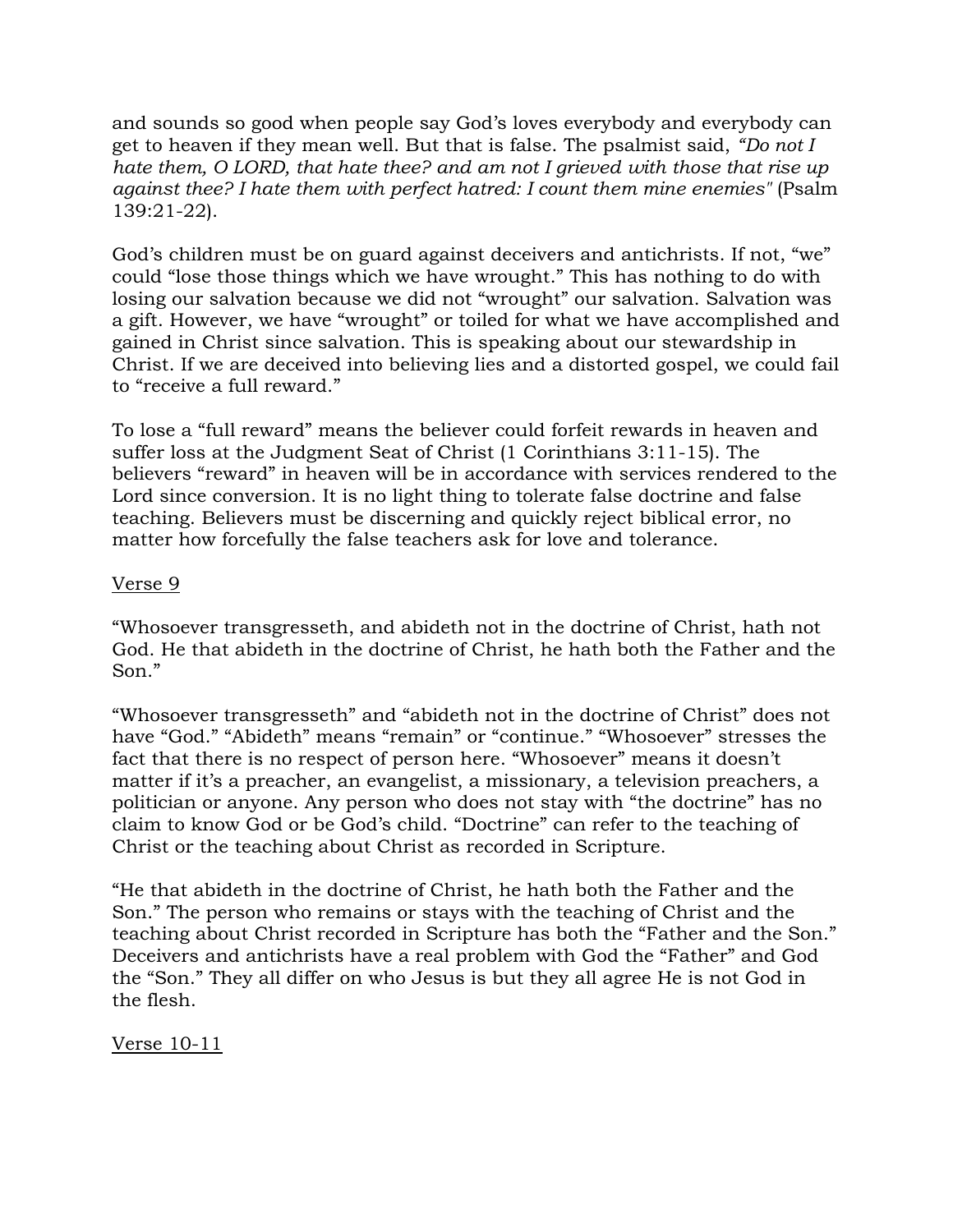and sounds so good when people say God's loves everybody and everybody can get to heaven if they mean well. But that is false. The psalmist said, *"Do not I hate them, O LORD, that hate thee? and am not I grieved with those that rise up against thee? I hate them with perfect hatred: I count them mine enemies"* (Psalm 139:21-22).

God's children must be on guard against deceivers and antichrists. If not, "we" could "lose those things which we have wrought." This has nothing to do with losing our salvation because we did not "wrought" our salvation. Salvation was a gift. However, we have "wrought" or toiled for what we have accomplished and gained in Christ since salvation. This is speaking about our stewardship in Christ. If we are deceived into believing lies and a distorted gospel, we could fail to "receive a full reward."

To lose a "full reward" means the believer could forfeit rewards in heaven and suffer loss at the Judgment Seat of Christ (1 Corinthians 3:11-15). The believers "reward" in heaven will be in accordance with services rendered to the Lord since conversion. It is no light thing to tolerate false doctrine and false teaching. Believers must be discerning and quickly reject biblical error, no matter how forcefully the false teachers ask for love and tolerance.

<u>Verse 9</u>

"Whosoever transgresseth, and abideth not in the doctrine of Christ, hath not God. He that abideth in the doctrine of Christ, he hath both the Father and the Son."

"Whosoever transgresseth" and "abideth not in the doctrine of Christ" does not have "God." "Abideth" means "remain" or "continue." "Whosoever" stresses the fact that there is no respect of person here. "Whosoever" means it doesn't matter if it's a preacher, an evangelist, a missionary, a television preachers, a politician or anyone. Any person who does not stay with "the doctrine" has no claim to know God or be God's child. "Doctrine" can refer to the teaching of Christ or the teaching about Christ as recorded in Scripture.

"He that abideth in the doctrine of Christ, he hath both the Father and the Son." The person who remains or stays with the teaching of Christ and the teaching about Christ recorded in Scripture has both the "Father and the Son." Deceivers and antichrists have a real problem with God the "Father" and God the "Son." They all differ on who Jesus is but they all agree He is not God in the flesh.

<u>Verse 10-11</u>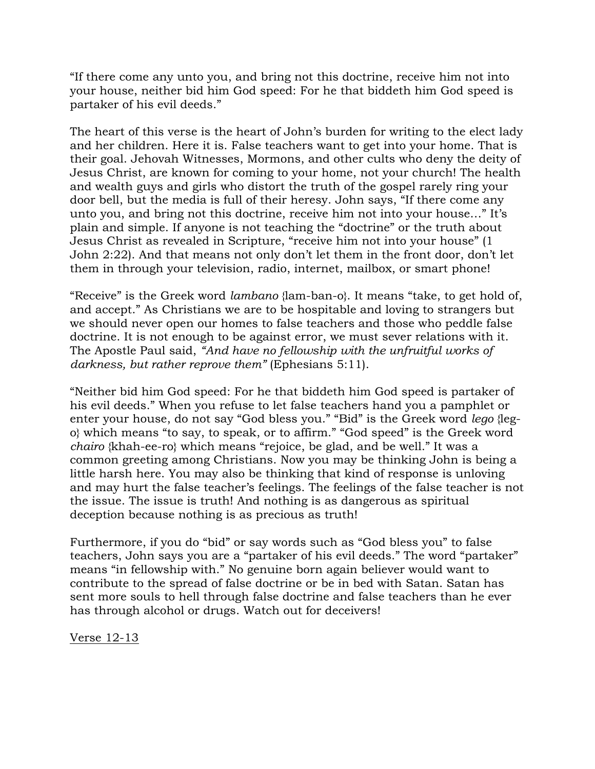"If there come any unto you, and bring not this doctrine, receive him not into your house, neither bid him God speed: For he that biddeth him God speed is partaker of his evil deeds."

The heart of this verse is the heart of John's burden for writing to the elect lady and her children. Here it is. False teachers want to get into your home. That is their goal. Jehovah Witnesses, Mormons, and other cults who deny the deity of Jesus Christ, are known for coming to your home, not your church! The health and wealth guys and girls who distort the truth of the gospel rarely ring your door bell, but the media is full of their heresy. John says, "If there come any unto you, and bring not this doctrine, receive him not into your house…" It's plain and simple. If anyone is not teaching the "doctrine" or the truth about Jesus Christ as revealed in Scripture, "receive him not into your house" (1 John 2:22). And that means not only don't let them in the front door, don't let them in through your television, radio, internet, mailbox, or smart phone!

"Receive" is the Greek word *lambano* {lam-ban-o}. It means "take, to get hold of, and accept." As Christians we are to be hospitable and loving to strangers but we should never open our homes to false teachers and those who peddle false doctrine. It is not enough to be against error, we must sever relations with it. The Apostle Paul said, *"And have no fellowship with the unfruitful works of darkness, but rather reprove them"* (Ephesians 5:11).

"Neither bid him God speed: For he that biddeth him God speed is partaker of his evil deeds." When you refuse to let false teachers hand you a pamphlet or enter your house, do not say "God bless you." "Bid" is the Greek word *lego* {leg-o} which means "to say, to speak, or to affirm." "God speed" is the Greek word *chairo* {khah-ee-ro} which means "rejoice, be glad, and be well." It was a common greeting among Christians. Now you may be thinking John is being a little harsh here. You may also be thinking that kind of response is unloving and may hurt the false teacher's feelings. The feelings of the false teacher is not the issue. The issue is truth! And nothing is as dangerous as spiritual deception because nothing is as precious as truth!

Furthermore, if you do "bid" or say words such as "God bless you" to false teachers, John says you are a "partaker of his evil deeds." The word "partaker" means "in fellowship with." No genuine born again believer would want to contribute to the spread of false doctrine or be in bed with Satan. Satan has sent more souls to hell through false doctrine and false teachers than he ever has through alcohol or drugs. Watch out for deceivers!

Verse 12-13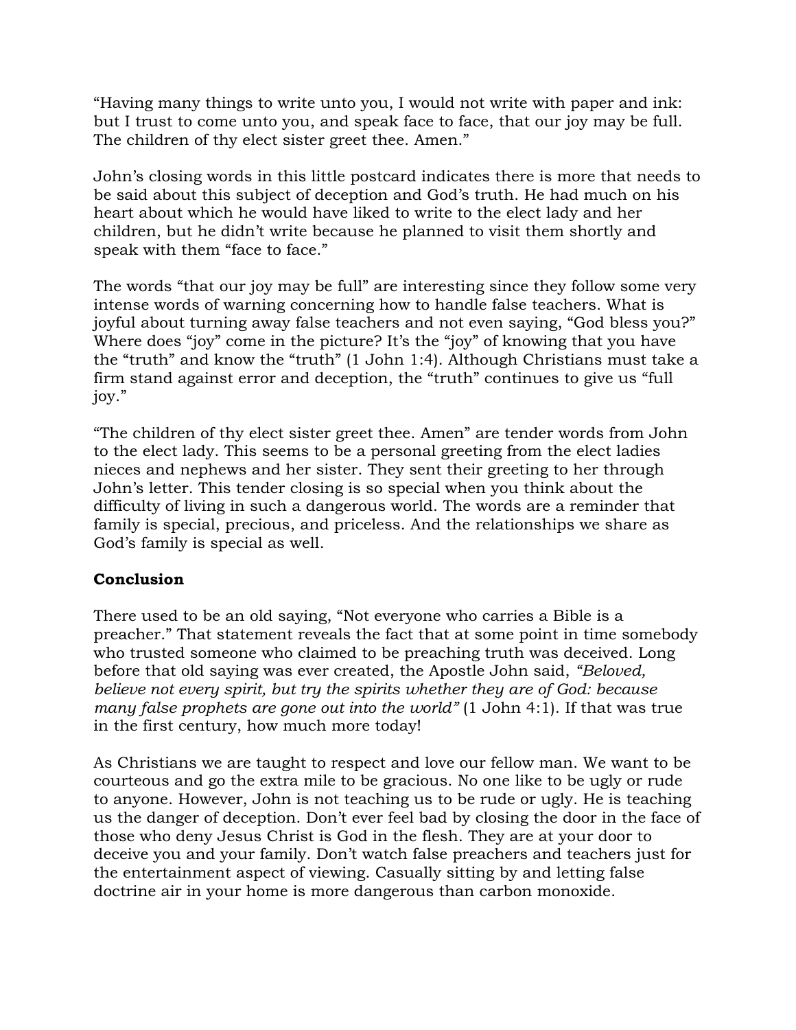"Having many things to write unto you, I would not write with paper and ink: but I trust to come unto you, and speak face to face, that our joy may be full. The children of thy elect sister greet thee. Amen."

John's closing words in this little postcard indicates there is more that needs to be said about this subject of deception and God's truth. He had much on his heart about which he would have liked to write to the elect lady and her children, but he didn't write because he planned to visit them shortly and speak with them "face to face."

The words "that our joy may be full" are interesting since they follow some very intense words of warning concerning how to handle false teachers. What is joyful about turning away false teachers and not even saying, "God bless you?" Where does "joy" come in the picture? It's the "joy" of knowing that you have the "truth" and know the "truth" (1 John 1:4). Although Christians must take a firm stand against error and deception, the "truth" continues to give us "full joy."

"The children of thy elect sister greet thee. Amen" are tender words from John to the elect lady. This seems to be a personal greeting from the elect ladies nieces and nephews and her sister. They sent their greeting to her through John's letter. This tender closing is so special when you think about the difficulty of living in such a dangerous world. The words are a reminder that family is special, precious, and priceless. And the relationships we share as God's family is special as well.

**Conclusion**

There used to be an old saying, "Not everyone who carries a Bible is a preacher." That statement reveals the fact that at some point in time somebody who trusted someone who claimed to be preaching truth was deceived. Long before that old saying was ever created, the Apostle John said, *"Beloved, believe not every spirit, but try the spirits whether they are of God: because many false prophets are gone out into the world"* (1 John 4:1). If that was true in the first century, how much more today!

As Christians we are taught to respect and love our fellow man. We want to be courteous and go the extra mile to be gracious. No one like to be ugly or rude to anyone. However, John is not teaching us to be rude or ugly. He is teaching us the danger of deception. Don't ever feel bad by closing the door in the face of those who deny Jesus Christ is God in the flesh. They are at your door to deceive you and your family. Don't watch false preachers and teachers just for the entertainment aspect of viewing. Casually sitting by and letting false doctrine air in your home is more dangerous than carbon monoxide.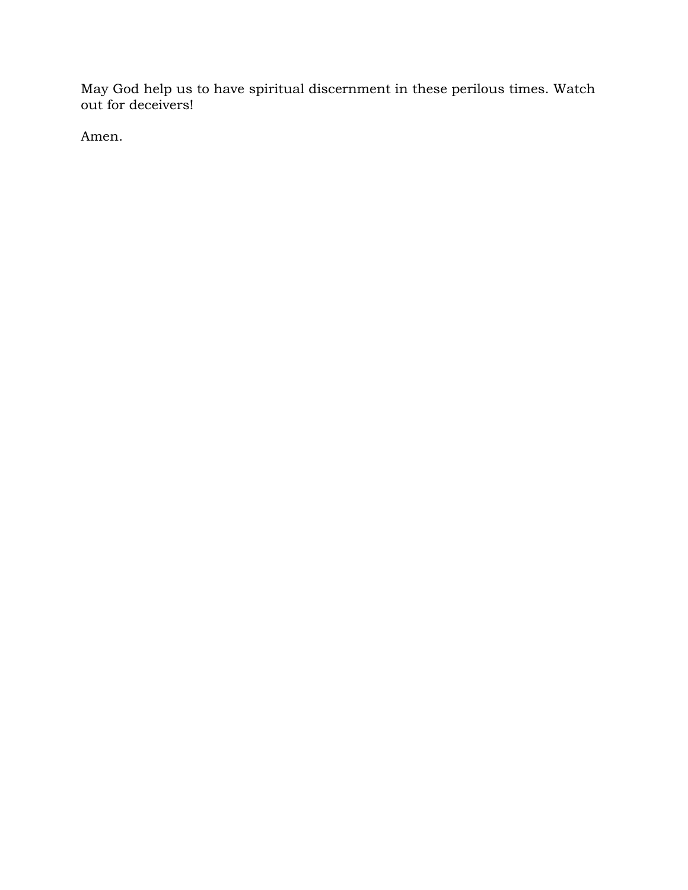May God help us to have spiritual discernment in these perilous times. Watch out for deceivers!

Amen.